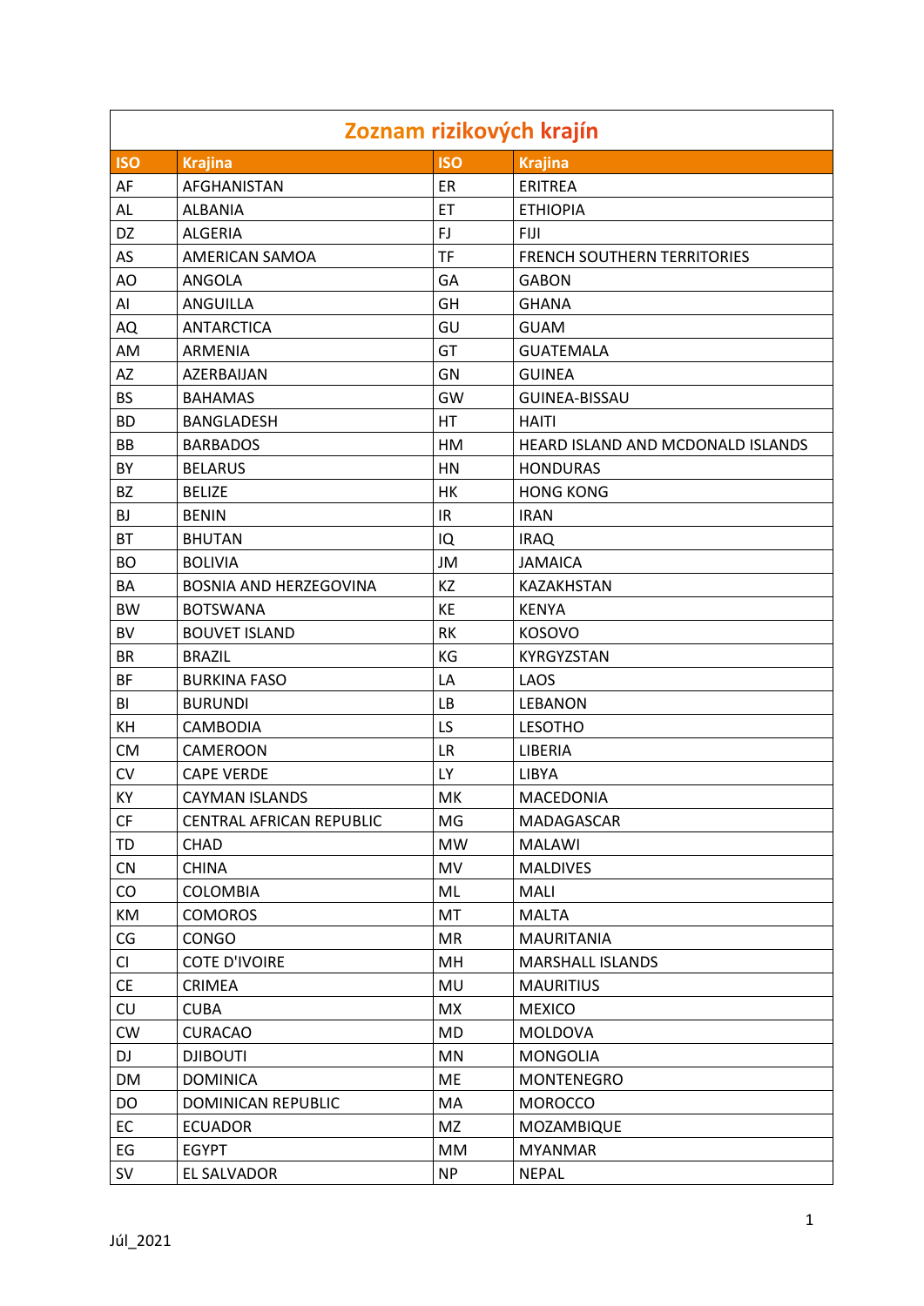# Zoznam rizikových krajín

| ISO | Krajina | ISO | Krajina |
|---|---|---|---|
| AF | AFGHANISTAN | ER | ERITREA |
| AL | ALBANIA | ET | ETHIOPIA |
| DZ | ALGERIA | FJ | FIJI |
| AS | AMERICAN SAMOA | TF | FRENCH SOUTHERN TERRITORIES |
| AO | ANGOLA | GA | GABON |
| AI | ANGUILLA | GH | GHANA |
| AQ | ANTARCTICA | GU | GUAM |
| AM | ARMENIA | GT | GUATEMALA |
| AZ | AZERBAIJAN | GN | GUINEA |
| BS | BAHAMAS | GW | GUINEA-BISSAU |
| BD | BANGLADESH | HT | HAITI |
| BB | BARBADOS | HM | HEARD ISLAND AND MCDONALD ISLANDS |
| BY | BELARUS | HN | HONDURAS |
| BZ | BELIZE | HK | HONG KONG |
| BJ | BENIN | IR | IRAN |
| BT | BHUTAN | IQ | IRAQ |
| BO | BOLIVIA | JM | JAMAICA |
| BA | BOSNIA AND HERZEGOVINA | KZ | KAZAKHSTAN |
| BW | BOTSWANA | KE | KENYA |
| BV | BOUVET ISLAND | RK | KOSOVO |
| BR | BRAZIL | KG | KYRGYZSTAN |
| BF | BURKINA FASO | LA | LAOS |
| BI | BURUNDI | LB | LEBANON |
| KH | CAMBODIA | LS | LESOTHO |
| CM | CAMEROON | LR | LIBERIA |
| CV | CAPE VERDE | LY | LIBYA |
| KY | CAYMAN ISLANDS | MK | MACEDONIA |
| CF | CENTRAL AFRICAN REPUBLIC | MG | MADAGASCAR |
| TD | CHAD | MW | MALAWI |
| CN | CHINA | MV | MALDIVES |
| CO | COLOMBIA | ML | MALI |
| KM | COMOROS | MT | MALTA |
| CG | CONGO | MR | MAURITANIA |
| CI | COTE D'IVOIRE | MH | MARSHALL ISLANDS |
| CE | CRIMEA | MU | MAURITIUS |
| CU | CUBA | MX | MEXICO |
| CW | CURACAO | MD | MOLDOVA |
| DJ | DJIBOUTI | MN | MONGOLIA |
| DM | DOMINICA | ME | MONTENEGRO |
| DO | DOMINICAN REPUBLIC | MA | MOROCCO |
| EC | ECUADOR | MZ | MOZAMBIQUE |
| EG | EGYPT | MM | MYANMAR |
| SV | EL SALVADOR | NP | NEPAL |

Júl_2021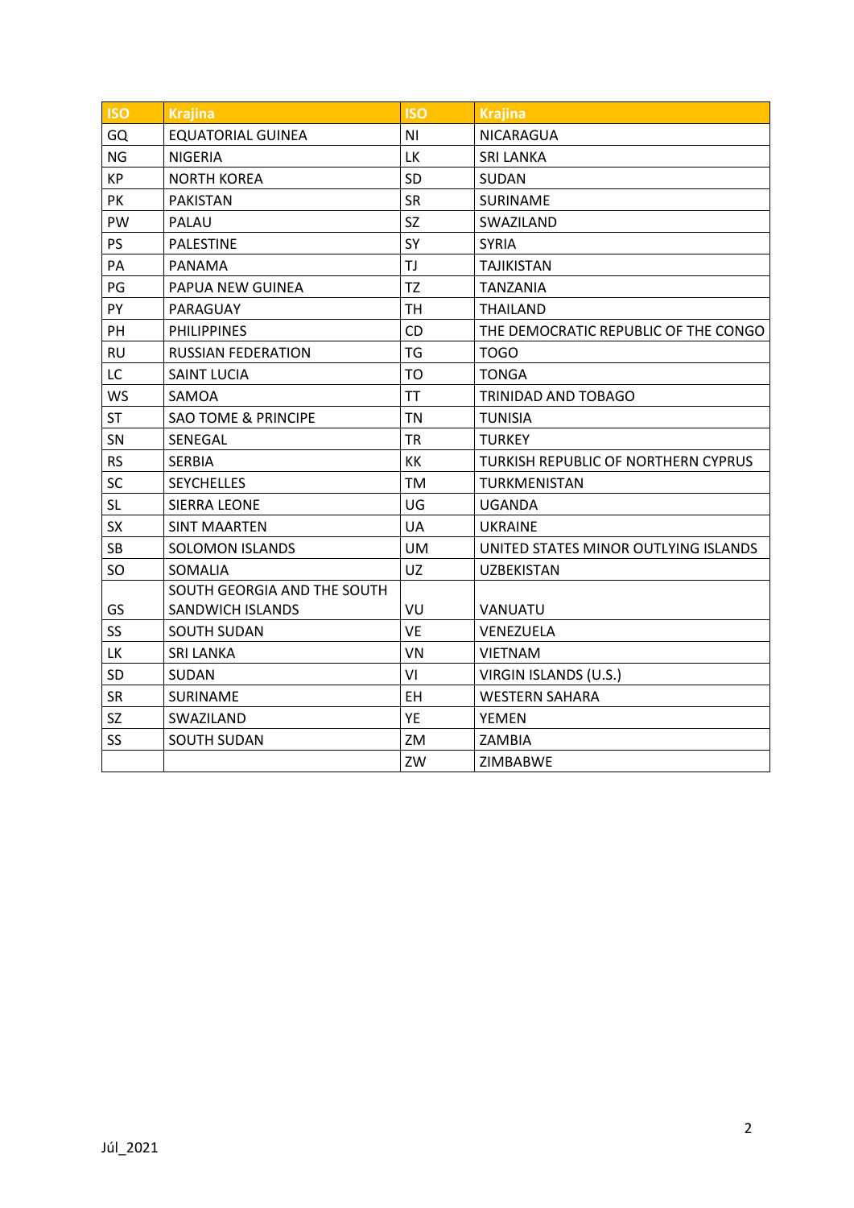| ISO | Krajina | ISO | Krajina |
|---|---|---|---|
| GQ | EQUATORIAL GUINEA | NI | NICARAGUA |
| NG | NIGERIA | LK | SRI LANKA |
| KP | NORTH KOREA | SD | SUDAN |
| PK | PAKISTAN | SR | SURINAME |
| PW | PALAU | SZ | SWAZILAND |
| PS | PALESTINE | SY | SYRIA |
| PA | PANAMA | TJ | TAJIKISTAN |
| PG | PAPUA NEW GUINEA | TZ | TANZANIA |
| PY | PARAGUAY | TH | THAILAND |
| PH | PHILIPPINES | CD | THE DEMOCRATIC REPUBLIC OF THE CONGO |
| RU | RUSSIAN FEDERATION | TG | TOGO |
| LC | SAINT LUCIA | TO | TONGA |
| WS | SAMOA | TT | TRINIDAD AND TOBAGO |
| ST | SAO TOME & PRINCIPE | TN | TUNISIA |
| SN | SENEGAL | TR | TURKEY |
| RS | SERBIA | KK | TURKISH REPUBLIC OF NORTHERN CYPRUS |
| SC | SEYCHELLES | TM | TURKMENISTAN |
| SL | SIERRA LEONE | UG | UGANDA |
| SX | SINT MAARTEN | UA | UKRAINE |
| SB | SOLOMON ISLANDS | UM | UNITED STATES MINOR OUTLYING ISLANDS |
| SO | SOMALIA | UZ | UZBEKISTAN |
| GS | SOUTH GEORGIA AND THE SOUTH SANDWICH ISLANDS | VU | VANUATU |
| SS | SOUTH SUDAN | VE | VENEZUELA |
| LK | SRI LANKA | VN | VIETNAM |
| SD | SUDAN | VI | VIRGIN ISLANDS (U.S.) |
| SR | SURINAME | EH | WESTERN SAHARA |
| SZ | SWAZILAND | YE | YEMEN |
| SS | SOUTH SUDAN | ZM | ZAMBIA |
| | | ZW | ZIMBABWE |

Júl_2021